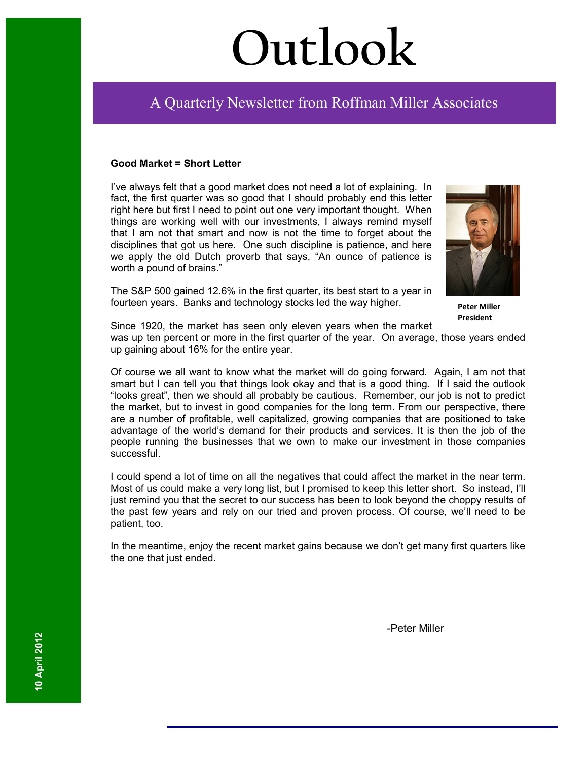# Outlook

## A Quarterly Newsletter from Roffman Miller Associates

**Good Market = Short Letter**

I've always felt that a good market does not need a lot of explaining. In fact, the first quarter was so good that I should probably end this letter right here but first I need to point out one very important thought. When things are working well with our investments, I always remind myself that I am not that smart and now is not the time to forget about the disciplines that got us here. One such discipline is patience, and here we apply the old Dutch proverb that says, "An ounce of patience is worth a pound of brains."

**Peter Miller**
**President**

The S&P 500 gained 12.6% in the first quarter, its best start to a year in fourteen years. Banks and technology stocks led the way higher.

Since 1920, the market has seen only eleven years when the market was up ten percent or more in the first quarter of the year. On average, those years ended up gaining about 16% for the entire year.

Of course we all want to know what the market will do going forward. Again, I am not that smart but I can tell you that things look okay and that is a good thing. If I said the outlook "looks great", then we should all probably be cautious. Remember, our job is not to predict the market, but to invest in good companies for the long term. From our perspective, there are a number of profitable, well capitalized, growing companies that are positioned to take advantage of the world's demand for their products and services. It is then the job of the people running the businesses that we own to make our investment in those companies successful.

I could spend a lot of time on all the negatives that could affect the market in the near term. Most of us could make a very long list, but I promised to keep this letter short. So instead, I'll just remind you that the secret to our success has been to look beyond the choppy results of the past few years and rely on our tried and proven process. Of course, we'll need to be patient, too.

In the meantime, enjoy the recent market gains because we don't get many first quarters like the one that just ended.

-Peter Miller

10 April 2012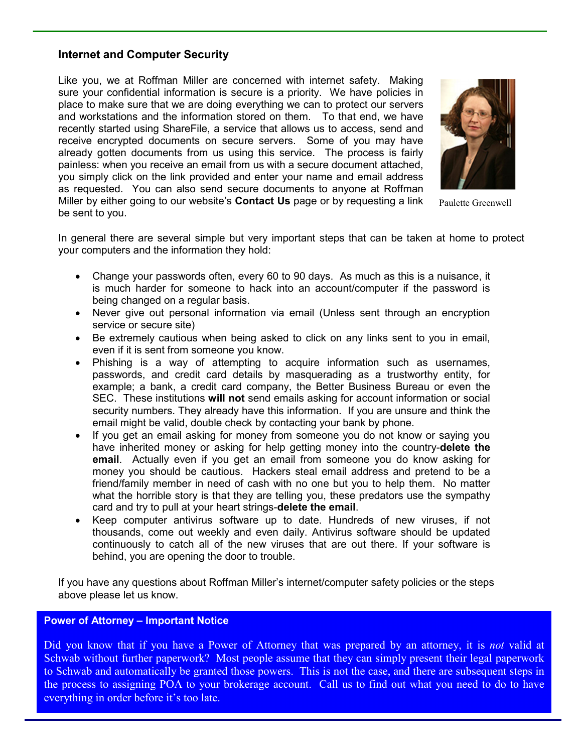## Internet and Computer Security

Like you, we at Roffman Miller are concerned with internet safety. Making sure your confidential information is secure is a priority. We have policies in place to make sure that we are doing everything we can to protect our servers and workstations and the information stored on them. To that end, we have recently started using ShareFile, a service that allows us to access, send and receive encrypted documents on secure servers. Some of you may have already gotten documents from us using this service. The process is fairly painless: when you receive an email from us with a secure document attached, you simply click on the link provided and enter your name and email address as requested. You can also send secure documents to anyone at Roffman Miller by either going to our website's **Contact Us** page or by requesting a link be sent to you.

Paulette Greenwell

In general there are several simple but very important steps that can be taken at home to protect your computers and the information they hold:

- Change your passwords often, every 60 to 90 days. As much as this is a nuisance, it is much harder for someone to hack into an account/computer if the password is being changed on a regular basis.
- Never give out personal information via email (Unless sent through an encryption service or secure site)
- Be extremely cautious when being asked to click on any links sent to you in email, even if it is sent from someone you know.
- Phishing is a way of attempting to acquire information such as usernames, passwords, and credit card details by masquerading as a trustworthy entity, for example; a bank, a credit card company, the Better Business Bureau or even the SEC. These institutions **will not** send emails asking for account information or social security numbers. They already have this information. If you are unsure and think the email might be valid, double check by contacting your bank by phone.
- If you get an email asking for money from someone you do not know or saying you have inherited money or asking for help getting money into the country-**delete the email**. Actually even if you get an email from someone you do know asking for money you should be cautious. Hackers steal email address and pretend to be a friend/family member in need of cash with no one but you to help them. No matter what the horrible story is that they are telling you, these predators use the sympathy card and try to pull at your heart strings-**delete the email**.
- Keep computer antivirus software up to date. Hundreds of new viruses, if not thousands, come out weekly and even daily. Antivirus software should be updated continuously to catch all of the new viruses that are out there. If your software is behind, you are opening the door to trouble.

If you have any questions about Roffman Miller's internet/computer safety policies or the steps above please let us know.

## Power of Attorney – Important Notice

Did you know that if you have a Power of Attorney that was prepared by an attorney, it is *not* valid at Schwab without further paperwork? Most people assume that they can simply present their legal paperwork to Schwab and automatically be granted those powers. This is not the case, and there are subsequent steps in the process to assigning POA to your brokerage account. Call us to find out what you need to do to have everything in order before it's too late.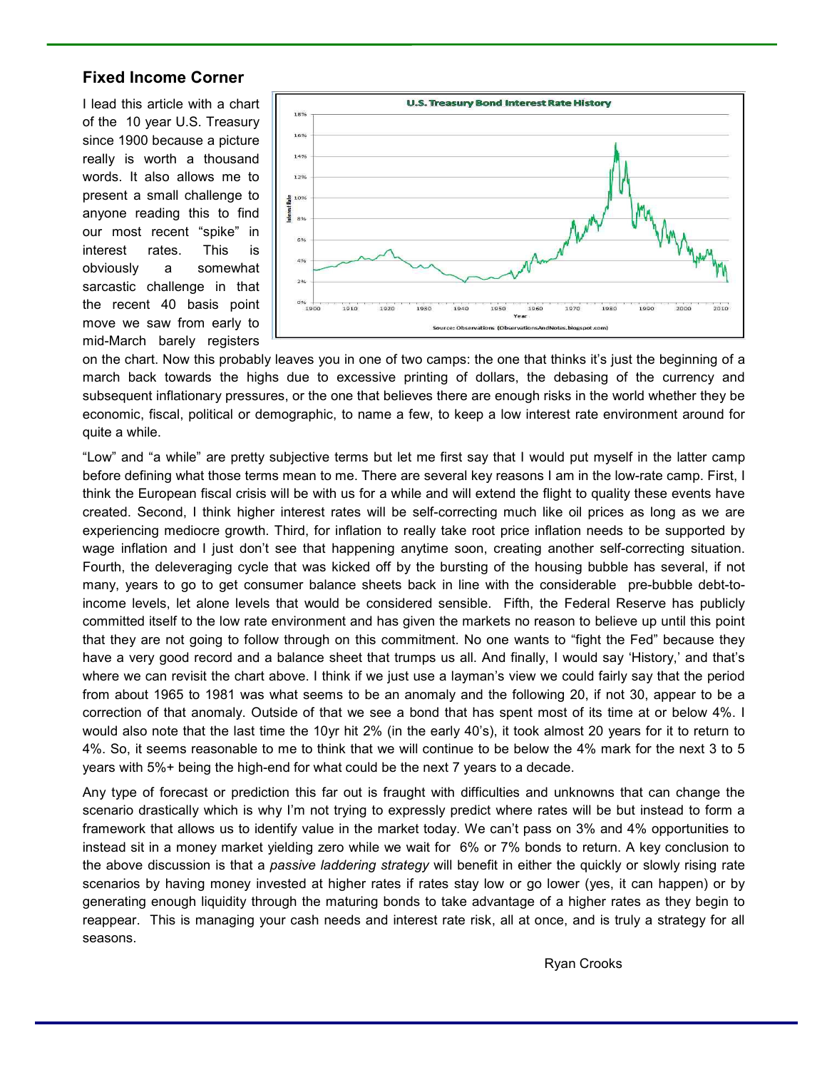## Fixed Income Corner

I lead this article with a chart of the 10 year U.S. Treasury since 1900 because a picture really is worth a thousand words. It also allows me to present a small challenge to anyone reading this to find our most recent "spike" in interest rates. This is obviously a somewhat sarcastic challenge in that the recent 40 basis point move we saw from early to mid-March barely registers on the chart. Now this probably leaves you in one of two camps: the one that thinks it's just the beginning of a march back towards the highs due to excessive printing of dollars, the debasing of the currency and subsequent inflationary pressures, or the one that believes there are enough risks in the world whether they be economic, fiscal, political or demographic, to name a few, to keep a low interest rate environment around for quite a while.

"Low" and "a while" are pretty subjective terms but let me first say that I would put myself in the latter camp before defining what those terms mean to me. There are several key reasons I am in the low-rate camp. First, I think the European fiscal crisis will be with us for a while and will extend the flight to quality these events have created. Second, I think higher interest rates will be self-correcting much like oil prices as long as we are experiencing mediocre growth. Third, for inflation to really take root price inflation needs to be supported by wage inflation and I just don't see that happening anytime soon, creating another self-correcting situation. Fourth, the deleveraging cycle that was kicked off by the bursting of the housing bubble has several, if not many, years to go to get consumer balance sheets back in line with the considerable pre-bubble debt-to-income levels, let alone levels that would be considered sensible. Fifth, the Federal Reserve has publicly committed itself to the low rate environment and has given the markets no reason to believe up until this point that they are not going to follow through on this commitment. No one wants to "fight the Fed" because they have a very good record and a balance sheet that trumps us all. And finally, I would say 'History,' and that's where we can revisit the chart above. I think if we just use a layman's view we could fairly say that the period from about 1965 to 1981 was what seems to be an anomaly and the following 20, if not 30, appear to be a correction of that anomaly. Outside of that we see a bond that has spent most of its time at or below 4%. I would also note that the last time the 10yr hit 2% (in the early 40's), it took almost 20 years for it to return to 4%. So, it seems reasonable to me to think that we will continue to be below the 4% mark for the next 3 to 5 years with 5%+ being the high-end for what could be the next 7 years to a decade.

Any type of forecast or prediction this far out is fraught with difficulties and unknowns that can change the scenario drastically which is why I'm not trying to expressly predict where rates will be but instead to form a framework that allows us to identify value in the market today. We can't pass on 3% and 4% opportunities to instead sit in a money market yielding zero while we wait for 6% or 7% bonds to return. A key conclusion to the above discussion is that a *passive laddering strategy* will benefit in either the quickly or slowly rising rate scenarios by having money invested at higher rates if rates stay low or go lower (yes, it can happen) or by generating enough liquidity through the maturing bonds to take advantage of a higher rates as they begin to reappear. This is managing your cash needs and interest rate risk, all at once, and is truly a strategy for all seasons.

Ryan Crooks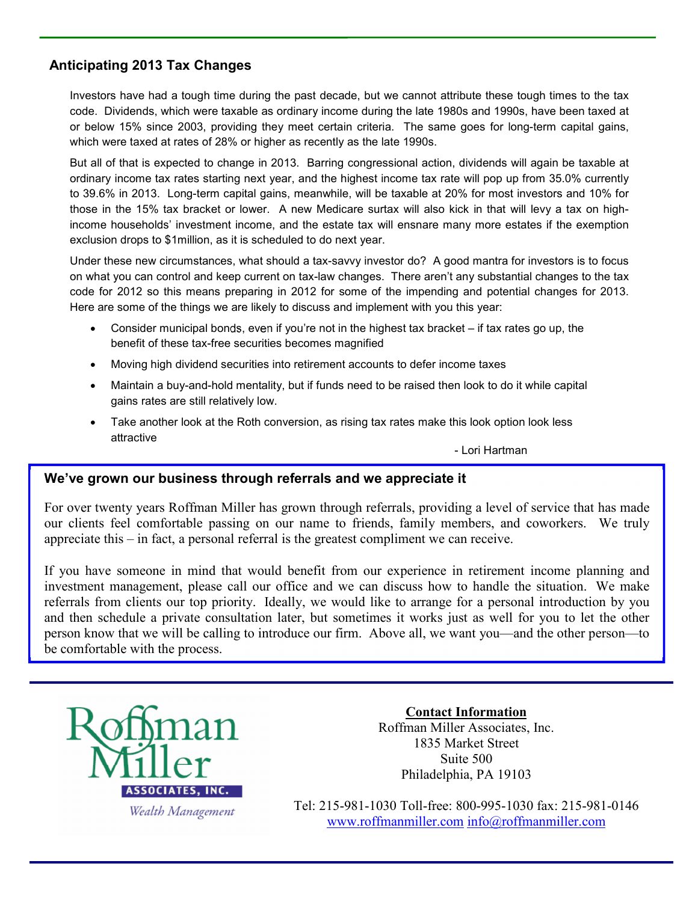## Anticipating 2013 Tax Changes

Investors have had a tough time during the past decade, but we cannot attribute these tough times to the tax code. Dividends, which were taxable as ordinary income during the late 1980s and 1990s, have been taxed at or below 15% since 2003, providing they meet certain criteria. The same goes for long-term capital gains, which were taxed at rates of 28% or higher as recently as the late 1990s.

But all of that is expected to change in 2013. Barring congressional action, dividends will again be taxable at ordinary income tax rates starting next year, and the highest income tax rate will pop up from 35.0% currently to 39.6% in 2013. Long-term capital gains, meanwhile, will be taxable at 20% for most investors and 10% for those in the 15% tax bracket or lower. A new Medicare surtax will also kick in that will levy a tax on high-income households' investment income, and the estate tax will ensnare many more estates if the exemption exclusion drops to $1million, as it is scheduled to do next year.

Under these new circumstances, what should a tax-savvy investor do? A good mantra for investors is to focus on what you can control and keep current on tax-law changes. There aren't any substantial changes to the tax code for 2012 so this means preparing in 2012 for some of the impending and potential changes for 2013. Here are some of the things we are likely to discuss and implement with you this year:

- Consider municipal bonds, even if you're not in the highest tax bracket – if tax rates go up, the benefit of these tax-free securities becomes magnified
- Moving high dividend securities into retirement accounts to defer income taxes
- Maintain a buy-and-hold mentality, but if funds need to be raised then look to do it while capital gains rates are still relatively low.
- Take another look at the Roth conversion, as rising tax rates make this look option look less attractive

- Lori Hartman

## We've grown our business through referrals and we appreciate it

For over twenty years Roffman Miller has grown through referrals, providing a level of service that has made our clients feel comfortable passing on our name to friends, family members, and coworkers. We truly appreciate this – in fact, a personal referral is the greatest compliment we can receive.

If you have someone in mind that would benefit from our experience in retirement income planning and investment management, please call our office and we can discuss how to handle the situation. We make referrals from clients our top priority. Ideally, we would like to arrange for a personal introduction by you and then schedule a private consultation later, but sometimes it works just as well for you to let the other person know that we will be calling to introduce our firm. Above all, we want you—and the other person—to be comfortable with the process.

Roffman Miller ASSOCIATES, INC. *Wealth Management*

**Contact Information**

Roffman Miller Associates, Inc.
1835 Market Street
Suite 500
Philadelphia, PA 19103

Tel: 215-981-1030 Toll-free: 800-995-1030 fax: 215-981-0146
www.roffmanmiller.com info@roffmanmiller.com